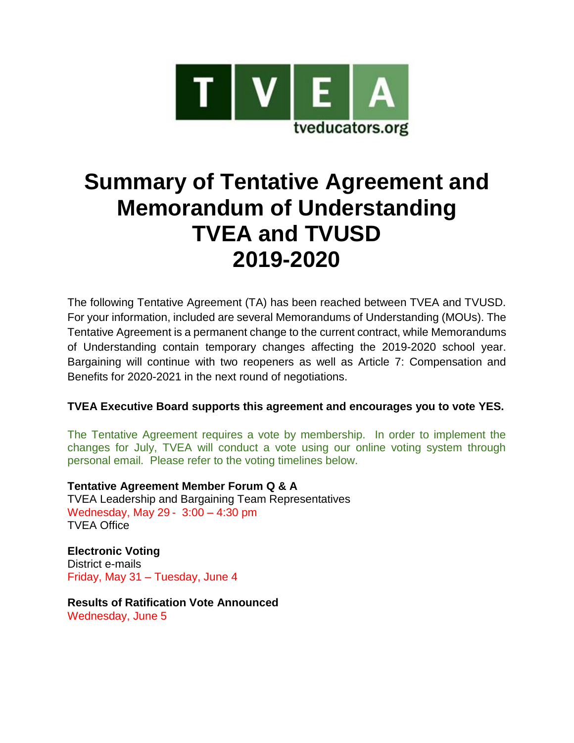TVEA
tveducators.org

# Summary of Tentative Agreement and Memorandum of Understanding TVEA and TVUSD 2019-2020

The following Tentative Agreement (TA) has been reached between TVEA and TVUSD. For your information, included are several Memorandums of Understanding (MOUs). The Tentative Agreement is a permanent change to the current contract, while Memorandums of Understanding contain temporary changes affecting the 2019-2020 school year. Bargaining will continue with two reopeners as well as Article 7: Compensation and Benefits for 2020-2021 in the next round of negotiations.

**TVEA Executive Board supports this agreement and encourages you to vote YES.**

The Tentative Agreement requires a vote by membership. In order to implement the changes for July, TVEA will conduct a vote using our online voting system through personal email. Please refer to the voting timelines below.

**Tentative Agreement Member Forum Q & A**
TVEA Leadership and Bargaining Team Representatives
Wednesday, May 29 - 3:00 – 4:30 pm
TVEA Office

**Electronic Voting**
District e-mails
Friday, May 31 – Tuesday, June 4

**Results of Ratification Vote Announced**
Wednesday, June 5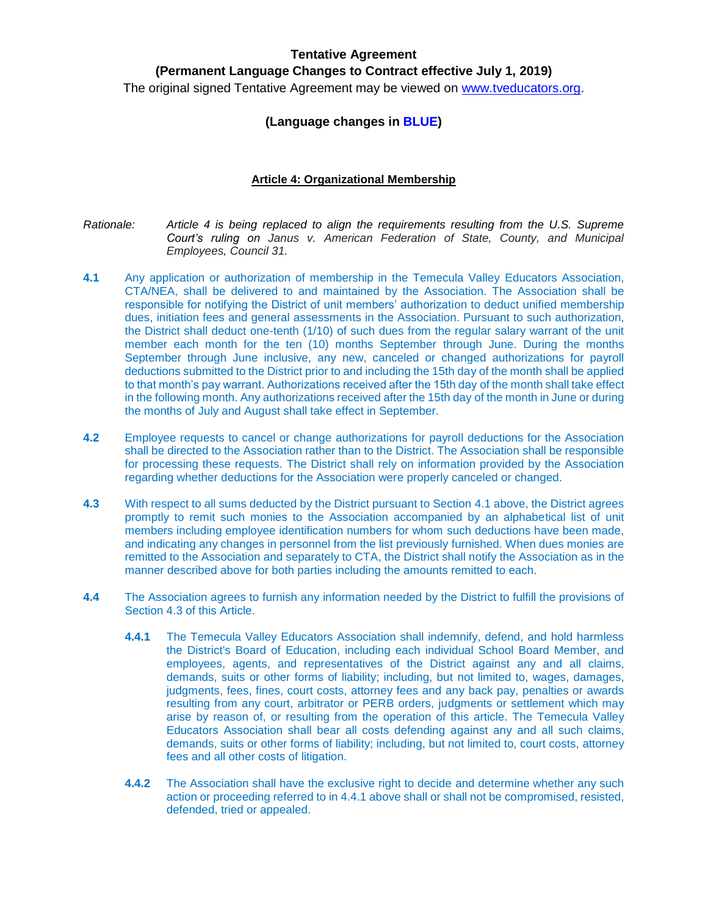**Tentative Agreement**

**(Permanent Language Changes to Contract effective July 1, 2019)**

The original signed Tentative Agreement may be viewed on www.tveducators.org.

**(Language changes in BLUE)**

**Article 4: Organizational Membership**

*Rationale: Article 4 is being replaced to align the requirements resulting from the U.S. Supreme Court's ruling on Janus v. American Federation of State, County, and Municipal Employees, Council 31.*

**4.1** Any application or authorization of membership in the Temecula Valley Educators Association, CTA/NEA, shall be delivered to and maintained by the Association. The Association shall be responsible for notifying the District of unit members' authorization to deduct unified membership dues, initiation fees and general assessments in the Association. Pursuant to such authorization, the District shall deduct one-tenth (1/10) of such dues from the regular salary warrant of the unit member each month for the ten (10) months September through June. During the months September through June inclusive, any new, canceled or changed authorizations for payroll deductions submitted to the District prior to and including the 15th day of the month shall be applied to that month's pay warrant. Authorizations received after the 15th day of the month shall take effect in the following month. Any authorizations received after the 15th day of the month in June or during the months of July and August shall take effect in September.

**4.2** Employee requests to cancel or change authorizations for payroll deductions for the Association shall be directed to the Association rather than to the District. The Association shall be responsible for processing these requests. The District shall rely on information provided by the Association regarding whether deductions for the Association were properly canceled or changed.

**4.3** With respect to all sums deducted by the District pursuant to Section 4.1 above, the District agrees promptly to remit such monies to the Association accompanied by an alphabetical list of unit members including employee identification numbers for whom such deductions have been made, and indicating any changes in personnel from the list previously furnished. When dues monies are remitted to the Association and separately to CTA, the District shall notify the Association as in the manner described above for both parties including the amounts remitted to each.

**4.4** The Association agrees to furnish any information needed by the District to fulfill the provisions of Section 4.3 of this Article.

> **4.4.1** The Temecula Valley Educators Association shall indemnify, defend, and hold harmless the District's Board of Education, including each individual School Board Member, and employees, agents, and representatives of the District against any and all claims, demands, suits or other forms of liability; including, but not limited to, wages, damages, judgments, fees, fines, court costs, attorney fees and any back pay, penalties or awards resulting from any court, arbitrator or PERB orders, judgments or settlement which may arise by reason of, or resulting from the operation of this article. The Temecula Valley Educators Association shall bear all costs defending against any and all such claims, demands, suits or other forms of liability; including, but not limited to, court costs, attorney fees and all other costs of litigation.
>
> **4.4.2** The Association shall have the exclusive right to decide and determine whether any such action or proceeding referred to in 4.4.1 above shall or shall not be compromised, resisted, defended, tried or appealed.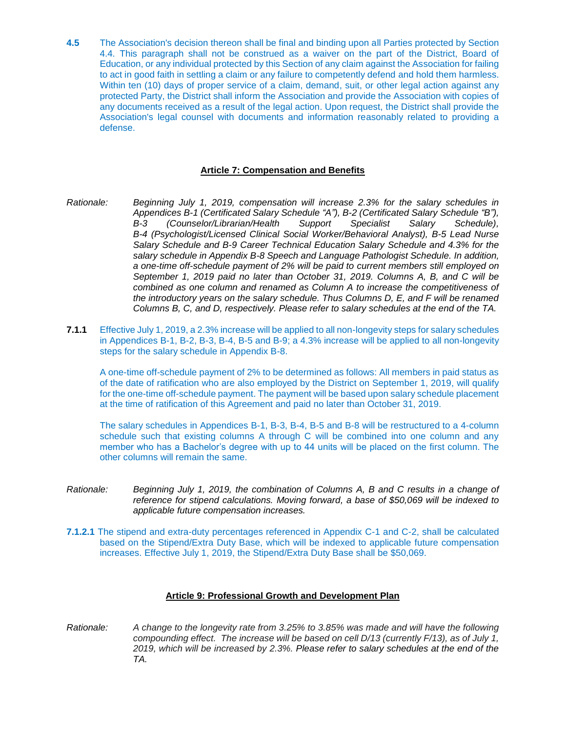**4.5** The Association's decision thereon shall be final and binding upon all Parties protected by Section 4.4. This paragraph shall not be construed as a waiver on the part of the District, Board of Education, or any individual protected by this Section of any claim against the Association for failing to act in good faith in settling a claim or any failure to competently defend and hold them harmless. Within ten (10) days of proper service of a claim, demand, suit, or other legal action against any protected Party, the District shall inform the Association and provide the Association with copies of any documents received as a result of the legal action. Upon request, the District shall provide the Association's legal counsel with documents and information reasonably related to providing a defense.

## Article 7: Compensation and Benefits

*Rationale: Beginning July 1, 2019, compensation will increase 2.3% for the salary schedules in Appendices B-1 (Certificated Salary Schedule "A"), B-2 (Certificated Salary Schedule "B"), B-3 (Counselor/Librarian/Health Support Specialist Salary Schedule), B-4 (Psychologist/Licensed Clinical Social Worker/Behavioral Analyst), B-5 Lead Nurse Salary Schedule and B-9 Career Technical Education Salary Schedule and 4.3% for the salary schedule in Appendix B-8 Speech and Language Pathologist Schedule. In addition, a one-time off-schedule payment of 2% will be paid to current members still employed on September 1, 2019 paid no later than October 31, 2019. Columns A, B, and C will be combined as one column and renamed as Column A to increase the competitiveness of the introductory years on the salary schedule. Thus Columns D, E, and F will be renamed Columns B, C, and D, respectively. Please refer to salary schedules at the end of the TA.*

**7.1.1** Effective July 1, 2019, a 2.3% increase will be applied to all non-longevity steps for salary schedules in Appendices B-1, B-2, B-3, B-4, B-5 and B-9; a 4.3% increase will be applied to all non-longevity steps for the salary schedule in Appendix B-8.

A one-time off-schedule payment of 2% to be determined as follows: All members in paid status as of the date of ratification who are also employed by the District on September 1, 2019, will qualify for the one-time off-schedule payment. The payment will be based upon salary schedule placement at the time of ratification of this Agreement and paid no later than October 31, 2019.

The salary schedules in Appendices B-1, B-3, B-4, B-5 and B-8 will be restructured to a 4-column schedule such that existing columns A through C will be combined into one column and any member who has a Bachelor's degree with up to 44 units will be placed on the first column. The other columns will remain the same.

*Rationale: Beginning July 1, 2019, the combination of Columns A, B and C results in a change of reference for stipend calculations. Moving forward, a base of $50,069 will be indexed to applicable future compensation increases.*

**7.1.2.1** The stipend and extra-duty percentages referenced in Appendix C-1 and C-2, shall be calculated based on the Stipend/Extra Duty Base, which will be indexed to applicable future compensation increases. Effective July 1, 2019, the Stipend/Extra Duty Base shall be $50,069.

## Article 9: Professional Growth and Development Plan

*Rationale: A change to the longevity rate from 3.25% to 3.85% was made and will have the following compounding effect. The increase will be based on cell D/13 (currently F/13), as of July 1, 2019, which will be increased by 2.3%. Please refer to salary schedules at the end of the TA.*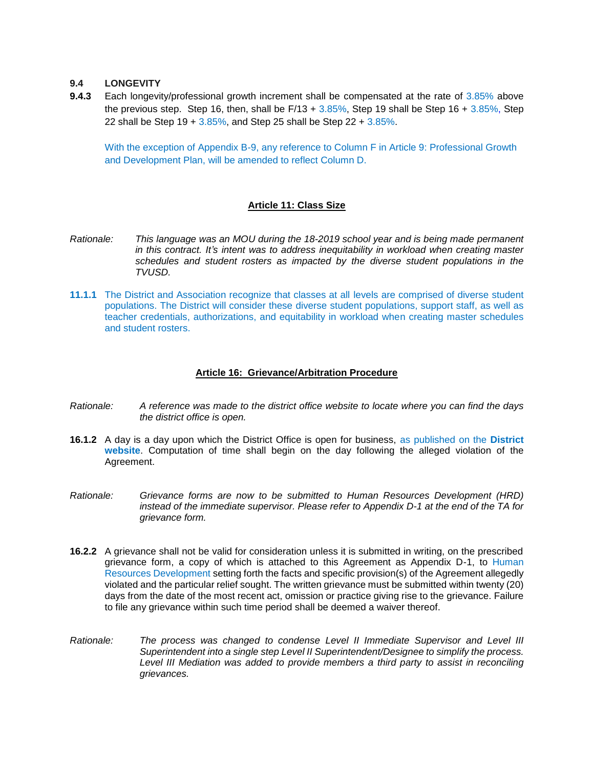**9.4 LONGEVITY**

**9.4.3** Each longevity/professional growth increment shall be compensated at the rate of 3.85% above the previous step. Step 16, then, shall be F/13 + 3.85%, Step 19 shall be Step 16 + 3.85%, Step 22 shall be Step 19 + 3.85%, and Step 25 shall be Step 22 + 3.85%.

With the exception of Appendix B-9, any reference to Column F in Article 9: Professional Growth and Development Plan, will be amended to reflect Column D.

## Article 11: Class Size

*Rationale: This language was an MOU during the 18-2019 school year and is being made permanent in this contract. It's intent was to address inequitability in workload when creating master schedules and student rosters as impacted by the diverse student populations in the TVUSD.*

**11.1.1** The District and Association recognize that classes at all levels are comprised of diverse student populations. The District will consider these diverse student populations, support staff, as well as teacher credentials, authorizations, and equitability in workload when creating master schedules and student rosters.

## Article 16: Grievance/Arbitration Procedure

*Rationale: A reference was made to the district office website to locate where you can find the days the district office is open.*

**16.1.2** A day is a day upon which the District Office is open for business, as published on the **District website**. Computation of time shall begin on the day following the alleged violation of the Agreement.

*Rationale: Grievance forms are now to be submitted to Human Resources Development (HRD) instead of the immediate supervisor. Please refer to Appendix D-1 at the end of the TA for grievance form.*

**16.2.2** A grievance shall not be valid for consideration unless it is submitted in writing, on the prescribed grievance form, a copy of which is attached to this Agreement as Appendix D-1, to Human Resources Development setting forth the facts and specific provision(s) of the Agreement allegedly violated and the particular relief sought. The written grievance must be submitted within twenty (20) days from the date of the most recent act, omission or practice giving rise to the grievance. Failure to file any grievance within such time period shall be deemed a waiver thereof.

*Rationale: The process was changed to condense Level II Immediate Supervisor and Level III Superintendent into a single step Level II Superintendent/Designee to simplify the process. Level III Mediation was added to provide members a third party to assist in reconciling grievances.*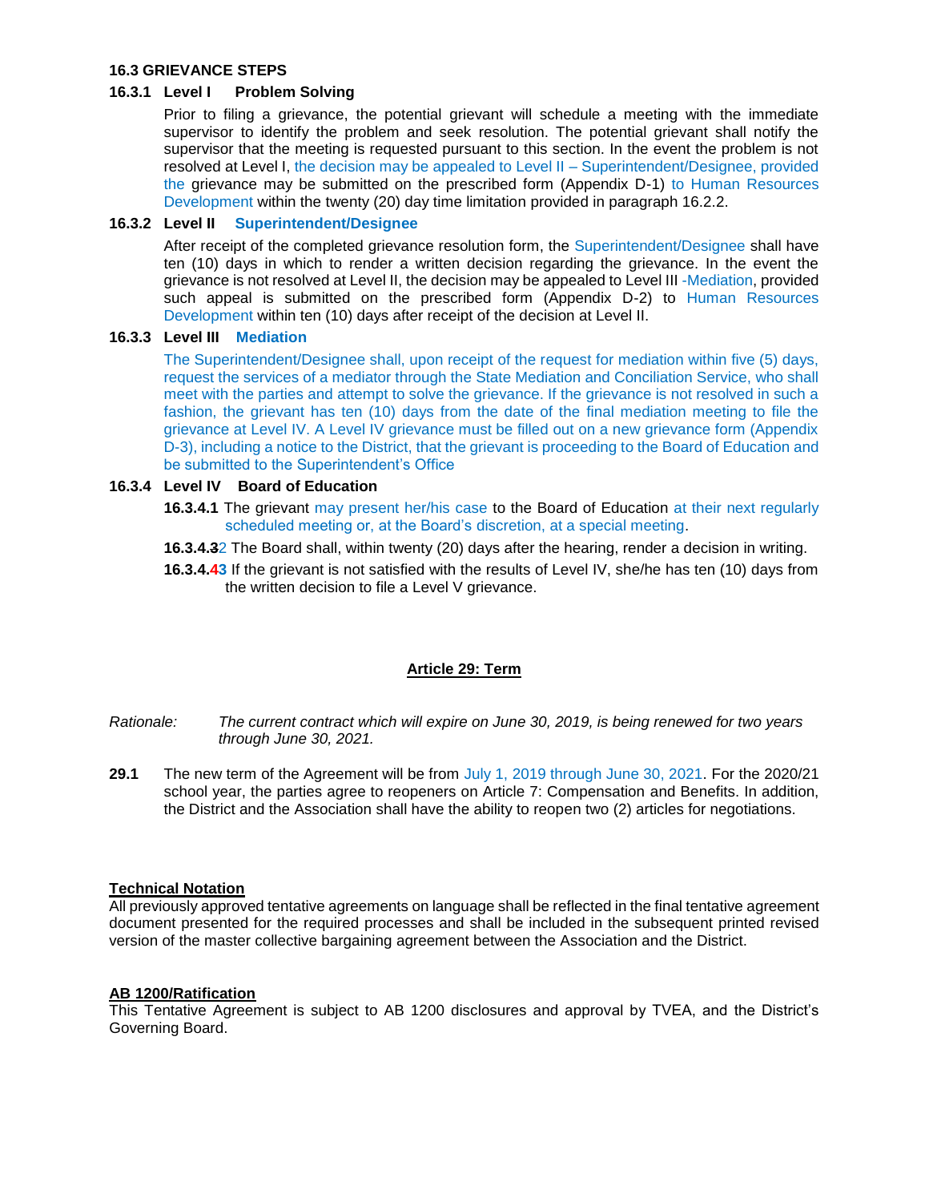### 16.3 GRIEVANCE STEPS

#### 16.3.1 Level I Problem Solving

Prior to filing a grievance, the potential grievant will schedule a meeting with the immediate supervisor to identify the problem and seek resolution. The potential grievant shall notify the supervisor that the meeting is requested pursuant to this section. In the event the problem is not resolved at Level I, the decision may be appealed to Level II – Superintendent/Designee, provided the grievance may be submitted on the prescribed form (Appendix D-1) to Human Resources Development within the twenty (20) day time limitation provided in paragraph 16.2.2.

#### 16.3.2 Level II Superintendent/Designee

After receipt of the completed grievance resolution form, the Superintendent/Designee shall have ten (10) days in which to render a written decision regarding the grievance. In the event the grievance is not resolved at Level II, the decision may be appealed to Level III -Mediation, provided such appeal is submitted on the prescribed form (Appendix D-2) to Human Resources Development within ten (10) days after receipt of the decision at Level II.

#### 16.3.3 Level III Mediation

The Superintendent/Designee shall, upon receipt of the request for mediation within five (5) days, request the services of a mediator through the State Mediation and Conciliation Service, who shall meet with the parties and attempt to solve the grievance. If the grievance is not resolved in such a fashion, the grievant has ten (10) days from the date of the final mediation meeting to file the grievance at Level IV. A Level IV grievance must be filled out on a new grievance form (Appendix D-3), including a notice to the District, that the grievant is proceeding to the Board of Education and be submitted to the Superintendent's Office

#### 16.3.4 Level IV Board of Education

**16.3.4.1** The grievant may present her/his case to the Board of Education at their next regularly scheduled meeting or, at the Board's discretion, at a special meeting.

**16.3.4.~~3~~2** The Board shall, within twenty (20) days after the hearing, render a decision in writing.

**16.3.4.~~4~~3** If the grievant is not satisfied with the results of Level IV, she/he has ten (10) days from the written decision to file a Level V grievance.

## Article 29: Term

*Rationale: The current contract which will expire on June 30, 2019, is being renewed for two years through June 30, 2021.*

**29.1** The new term of the Agreement will be from July 1, 2019 through June 30, 2021. For the 2020/21 school year, the parties agree to reopeners on Article 7: Compensation and Benefits. In addition, the District and the Association shall have the ability to reopen two (2) articles for negotiations.

**Technical Notation**

All previously approved tentative agreements on language shall be reflected in the final tentative agreement document presented for the required processes and shall be included in the subsequent printed revised version of the master collective bargaining agreement between the Association and the District.

**AB 1200/Ratification**

This Tentative Agreement is subject to AB 1200 disclosures and approval by TVEA, and the District's Governing Board.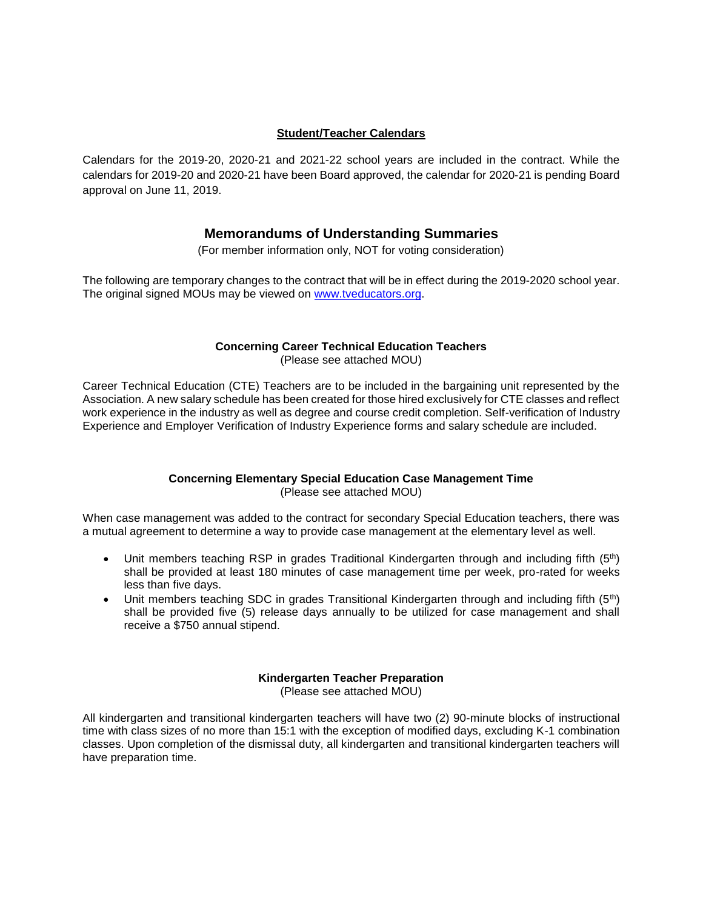**Student/Teacher Calendars**

Calendars for the 2019-20, 2020-21 and 2021-22 school years are included in the contract. While the calendars for 2019-20 and 2020-21 have been Board approved, the calendar for 2020-21 is pending Board approval on June 11, 2019.

## Memorandums of Understanding Summaries

(For member information only, NOT for voting consideration)

The following are temporary changes to the contract that will be in effect during the 2019-2020 school year. The original signed MOUs may be viewed on www.tveducators.org.

### Concerning Career Technical Education Teachers

(Please see attached MOU)

Career Technical Education (CTE) Teachers are to be included in the bargaining unit represented by the Association. A new salary schedule has been created for those hired exclusively for CTE classes and reflect work experience in the industry as well as degree and course credit completion. Self-verification of Industry Experience and Employer Verification of Industry Experience forms and salary schedule are included.

### Concerning Elementary Special Education Case Management Time

(Please see attached MOU)

When case management was added to the contract for secondary Special Education teachers, there was a mutual agreement to determine a way to provide case management at the elementary level as well.

- Unit members teaching RSP in grades Traditional Kindergarten through and including fifth (5th) shall be provided at least 180 minutes of case management time per week, pro-rated for weeks less than five days.
- Unit members teaching SDC in grades Transitional Kindergarten through and including fifth (5th) shall be provided five (5) release days annually to be utilized for case management and shall receive a $750 annual stipend.

### Kindergarten Teacher Preparation

(Please see attached MOU)

All kindergarten and transitional kindergarten teachers will have two (2) 90-minute blocks of instructional time with class sizes of no more than 15:1 with the exception of modified days, excluding K-1 combination classes. Upon completion of the dismissal duty, all kindergarten and transitional kindergarten teachers will have preparation time.